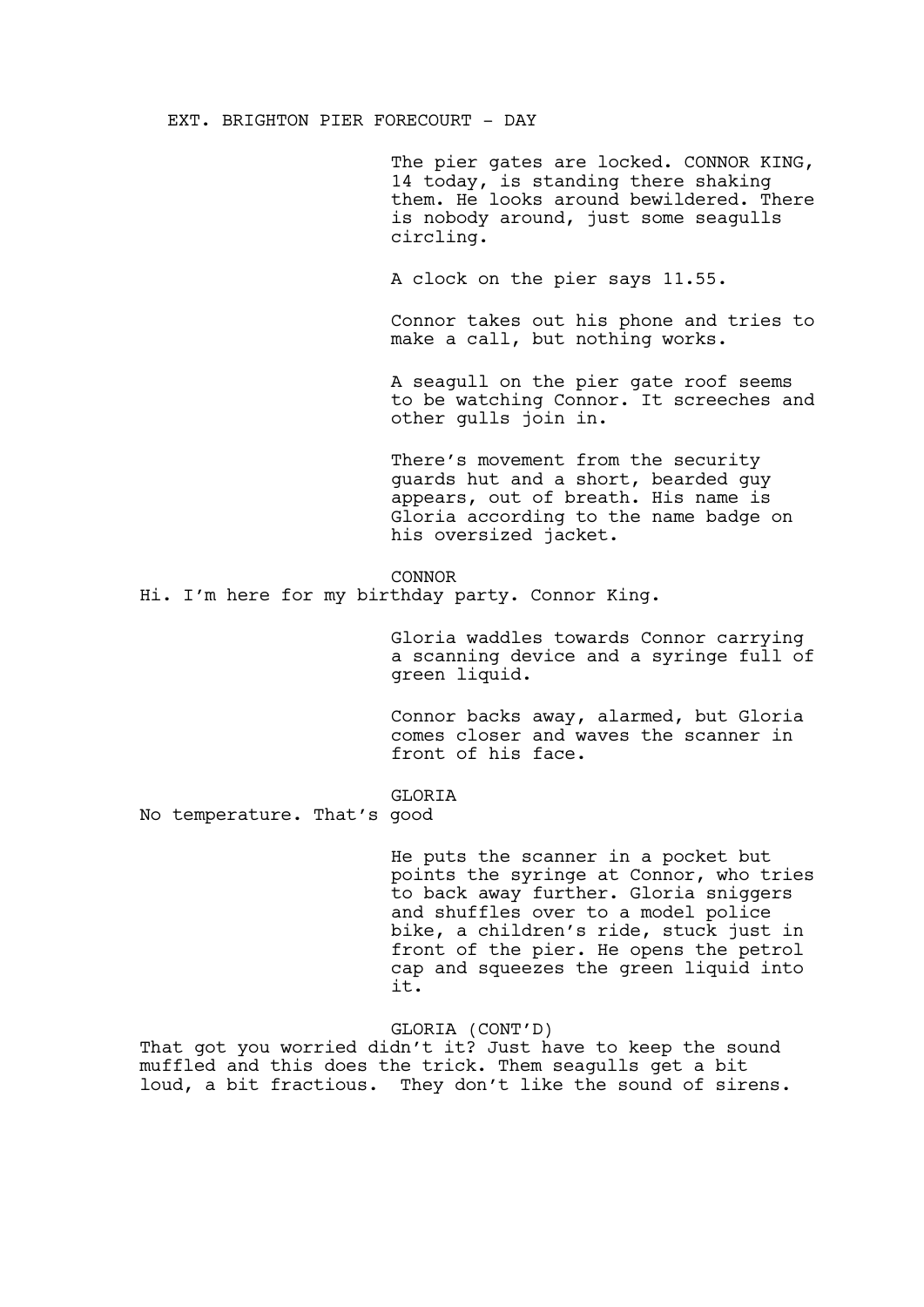EXT. BRIGHTON PIER FORECOURT - DAY

The pier gates are locked. CONNOR KING, 14 today, is standing there shaking them. He looks around bewildered. There is nobody around, just some seagulls circling.

A clock on the pier says 11.55.

Connor takes out his phone and tries to make a call, but nothing works.

A seagull on the pier gate roof seems to be watching Connor. It screeches and other gulls join in.

There's movement from the security guards hut and a short, bearded guy appears, out of breath. His name is Gloria according to the name badge on his oversized jacket.

CONNOR

Hi. I'm here for my birthday party. Connor King.

Gloria waddles towards Connor carrying a scanning device and a syringe full of green liquid.

Connor backs away, alarmed, but Gloria comes closer and waves the scanner in front of his face.

GLORIA

No temperature. That's good

He puts the scanner in a pocket but points the syringe at Connor, who tries to back away further. Gloria sniggers and shuffles over to a model police bike, a children's ride, stuck just in front of the pier. He opens the petrol cap and squeezes the green liquid into it.

GLORIA (CONT'D)

That got you worried didn't it? Just have to keep the sound muffled and this does the trick. Them seagulls get a bit loud, a bit fractious.  They don't like the sound of sirens.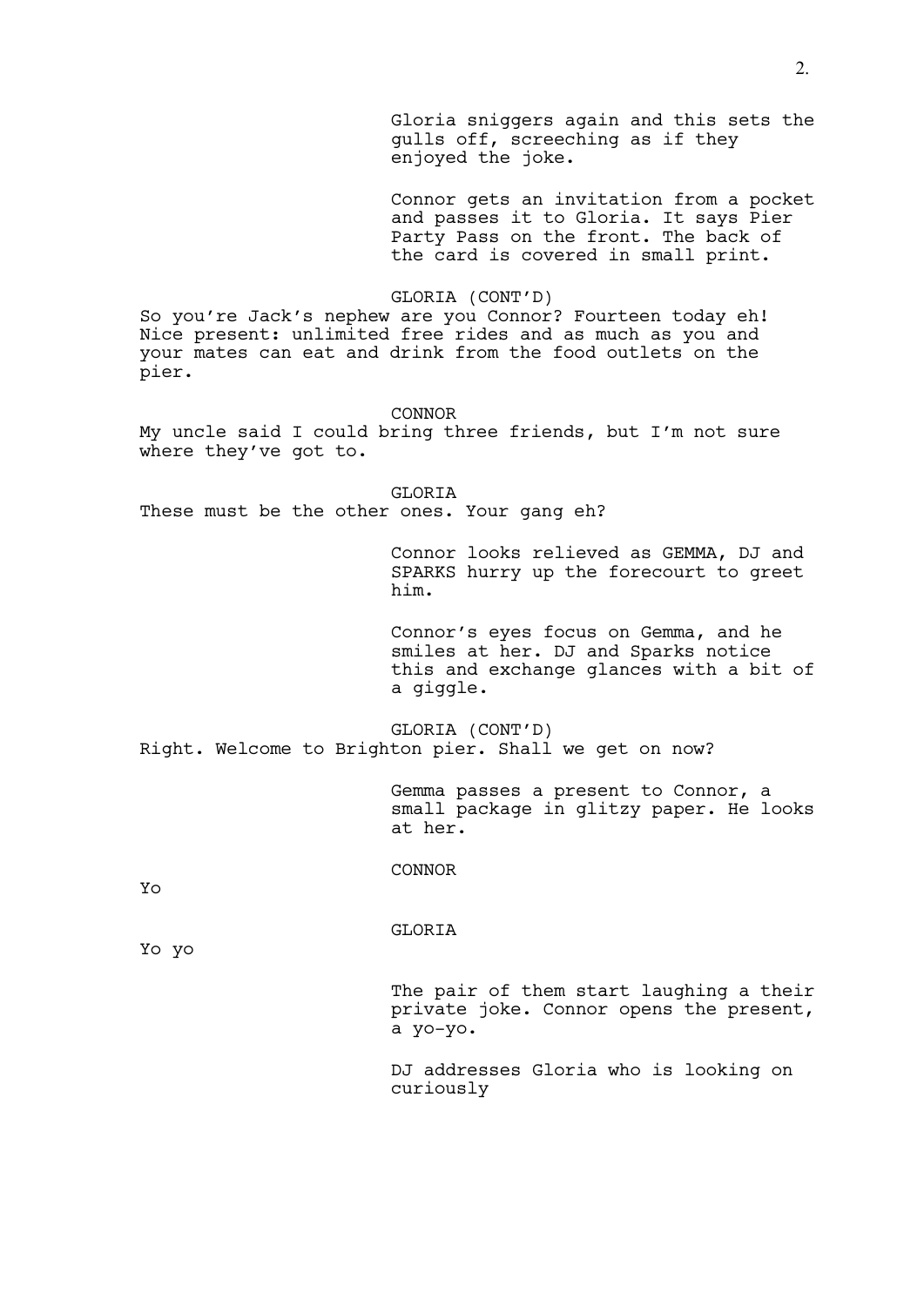Gloria sniggers again and this sets the gulls off, screeching as if they enjoyed the joke.

Connor gets an invitation from a pocket and passes it to Gloria. It says Pier Party Pass on the front. The back of the card is covered in small print.

GLORIA (CONT'D)

So you're Jack's nephew are you Connor? Fourteen today eh! Nice present: unlimited free rides and as much as you and your mates can eat and drink from the food outlets on the pier.

CONNOR

My uncle said I could bring three friends, but I'm not sure where they've got to.

GLORIA

These must be the other ones. Your gang eh?

Connor looks relieved as GEMMA, DJ and SPARKS hurry up the forecourt to greet him.

Connor's eyes focus on Gemma, and he smiles at her. DJ and Sparks notice this and exchange glances with a bit of a giggle.

GLORIA (CONT'D)

Right. Welcome to Brighton pier. Shall we get on now?

Gemma passes a present to Connor, a small package in glitzy paper. He looks at her.

CONNOR

Yo

GLORIA

Yo yo

The pair of them start laughing a their private joke. Connor opens the present, a yo-yo.

DJ addresses Gloria who is looking on curiously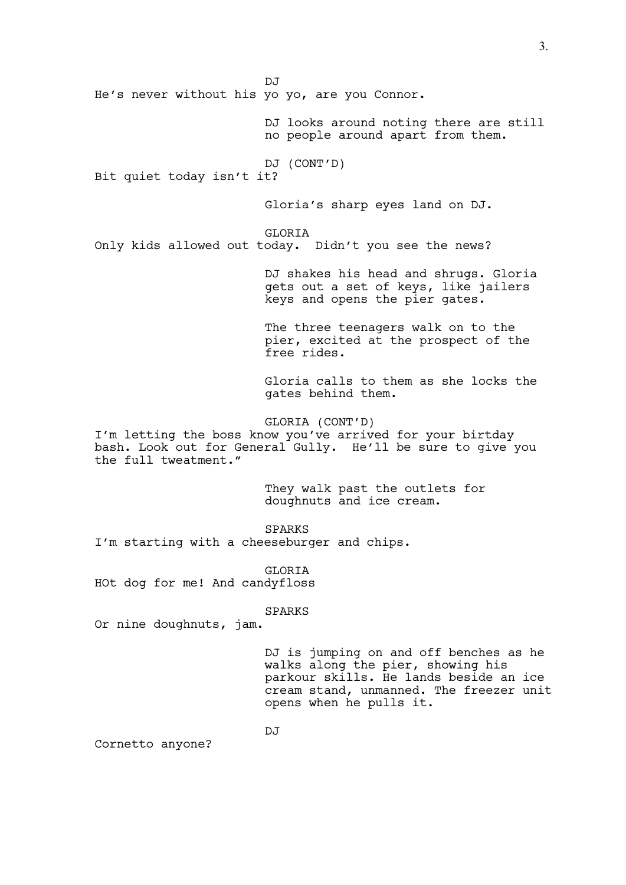DJ

He's never without his yo yo, are you Connor.

DJ looks around noting there are still no people around apart from them.

DJ (CONT'D)

Bit quiet today isn't it?

Gloria's sharp eyes land on DJ.

GLORIA

Only kids allowed out today. Didn't you see the news?

DJ shakes his head and shrugs. Gloria gets out a set of keys, like jailers keys and opens the pier gates.

The three teenagers walk on to the pier, excited at the prospect of the free rides.

Gloria calls to them as she locks the gates behind them.

GLORIA (CONT'D)

I'm letting the boss know you've arrived for your birtday bash. Look out for General Gully. He'll be sure to give you the full tweatment."

They walk past the outlets for doughnuts and ice cream.

SPARKS

I'm starting with a cheeseburger and chips.

GLORIA

HOt dog for me! And candyfloss

SPARKS

Or nine doughnuts, jam.

DJ is jumping on and off benches as he walks along the pier, showing his parkour skills. He lands beside an ice cream stand, unmanned. The freezer unit opens when he pulls it.

DJ

Cornetto anyone?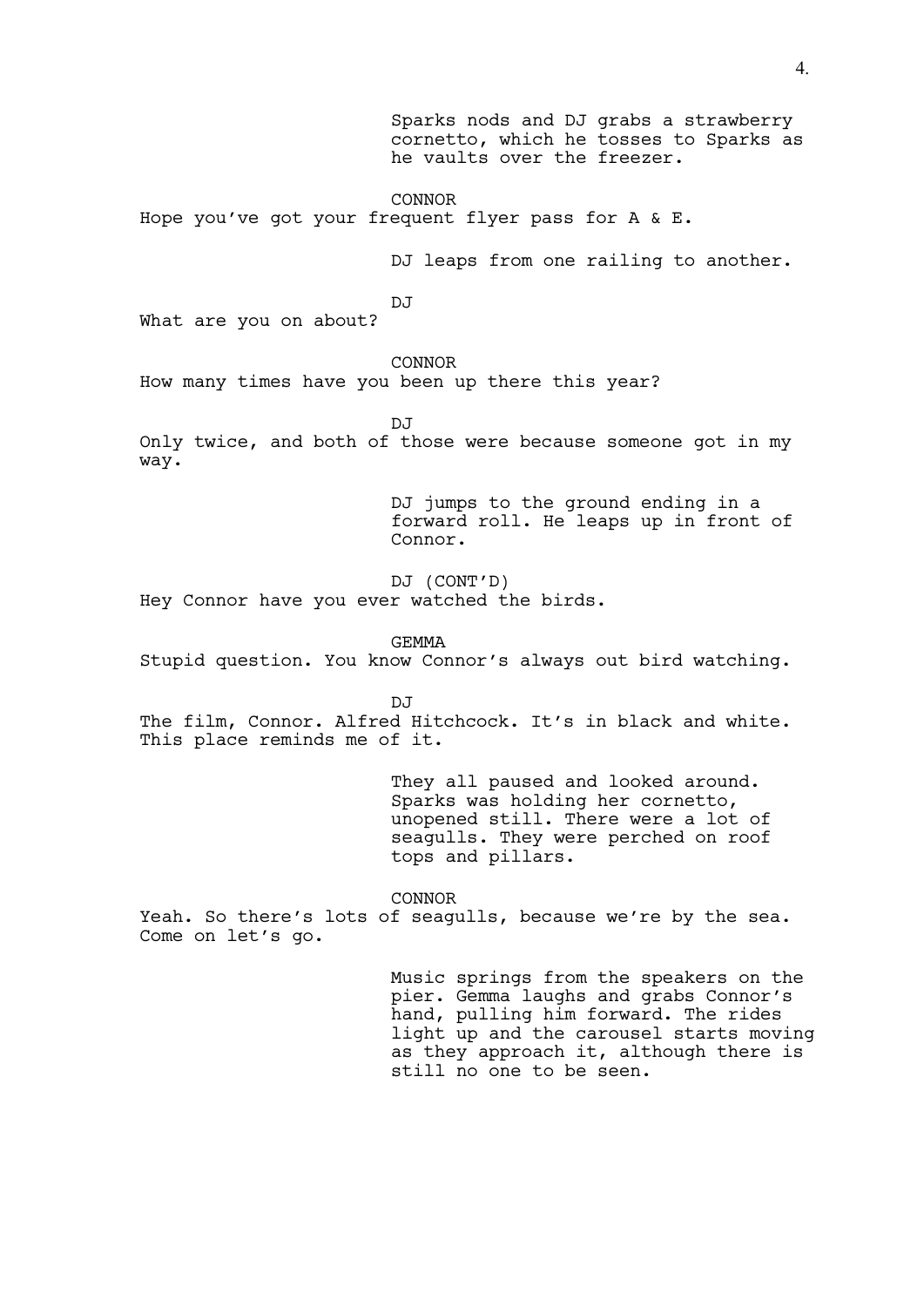Sparks nods and DJ grabs a strawberry cornetto, which he tosses to Sparks as he vaults over the freezer.

CONNOR
Hope you've got your frequent flyer pass for A & E.

DJ leaps from one railing to another.

DJ
What are you on about?

CONNOR
How many times have you been up there this year?

DJ
Only twice, and both of those were because someone got in my way.

DJ jumps to the ground ending in a forward roll. He leaps up in front of Connor.

DJ (CONT'D)
Hey Connor have you ever watched the birds.

GEMMA
Stupid question. You know Connor's always out bird watching.

DJ
The film, Connor. Alfred Hitchcock. It's in black and white. This place reminds me of it.

They all paused and looked around. Sparks was holding her cornetto, unopened still. There were a lot of seagulls. They were perched on roof tops and pillars.

CONNOR
Yeah. So there's lots of seagulls, because we're by the sea. Come on let's go.

Music springs from the speakers on the pier. Gemma laughs and grabs Connor's hand, pulling him forward. The rides light up and the carousel starts moving as they approach it, although there is still no one to be seen.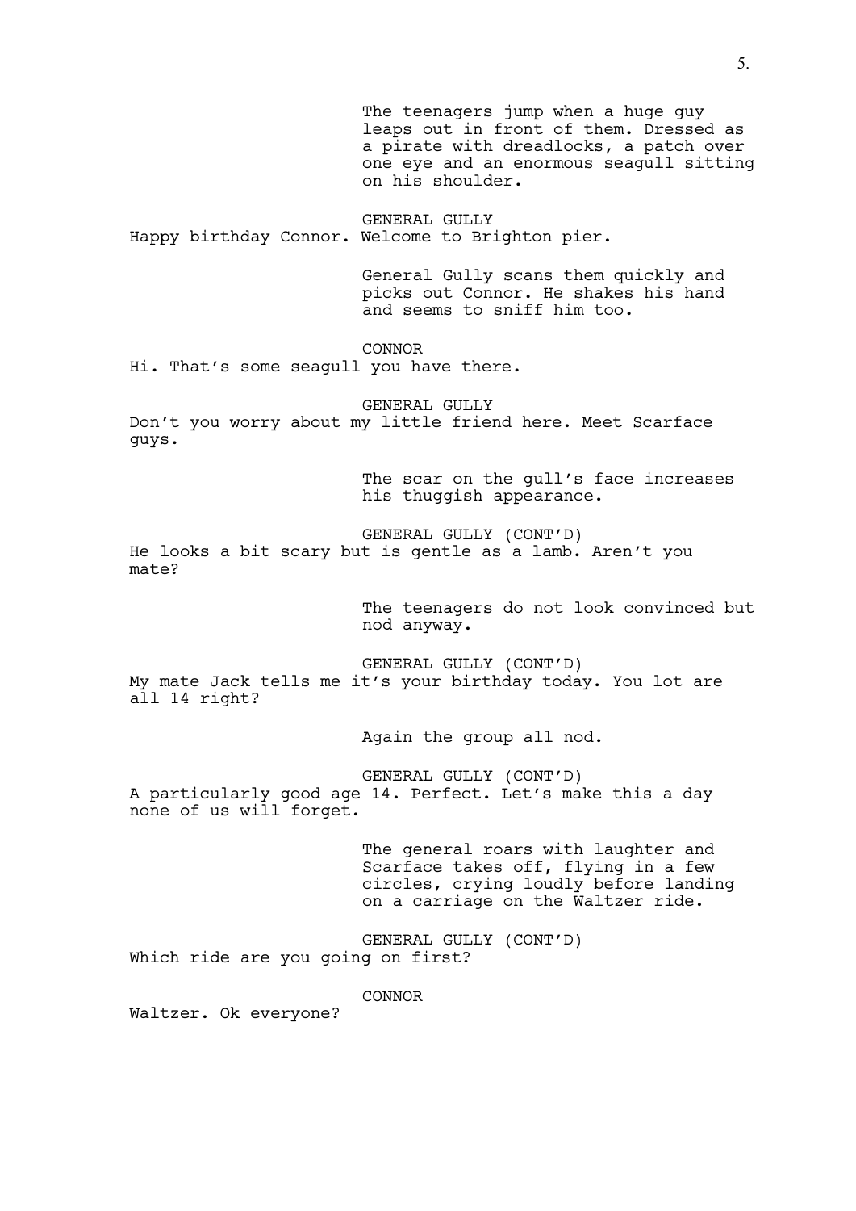The teenagers jump when a huge guy leaps out in front of them. Dressed as a pirate with dreadlocks, a patch over one eye and an enormous seagull sitting on his shoulder.

GENERAL GULLY
Happy birthday Connor. Welcome to Brighton pier.

General Gully scans them quickly and picks out Connor. He shakes his hand and seems to sniff him too.

CONNOR
Hi. That's some seagull you have there.

GENERAL GULLY
Don't you worry about my little friend here. Meet Scarface guys.

The scar on the gull's face increases his thuggish appearance.

GENERAL GULLY (CONT'D)
He looks a bit scary but is gentle as a lamb. Aren't you mate?

The teenagers do not look convinced but nod anyway.

GENERAL GULLY (CONT'D)
My mate Jack tells me it's your birthday today. You lot are all 14 right?

Again the group all nod.

GENERAL GULLY (CONT'D)
A particularly good age 14. Perfect. Let's make this a day none of us will forget.

The general roars with laughter and Scarface takes off, flying in a few circles, crying loudly before landing on a carriage on the Waltzer ride.

GENERAL GULLY (CONT'D)
Which ride are you going on first?

CONNOR
Waltzer. Ok everyone?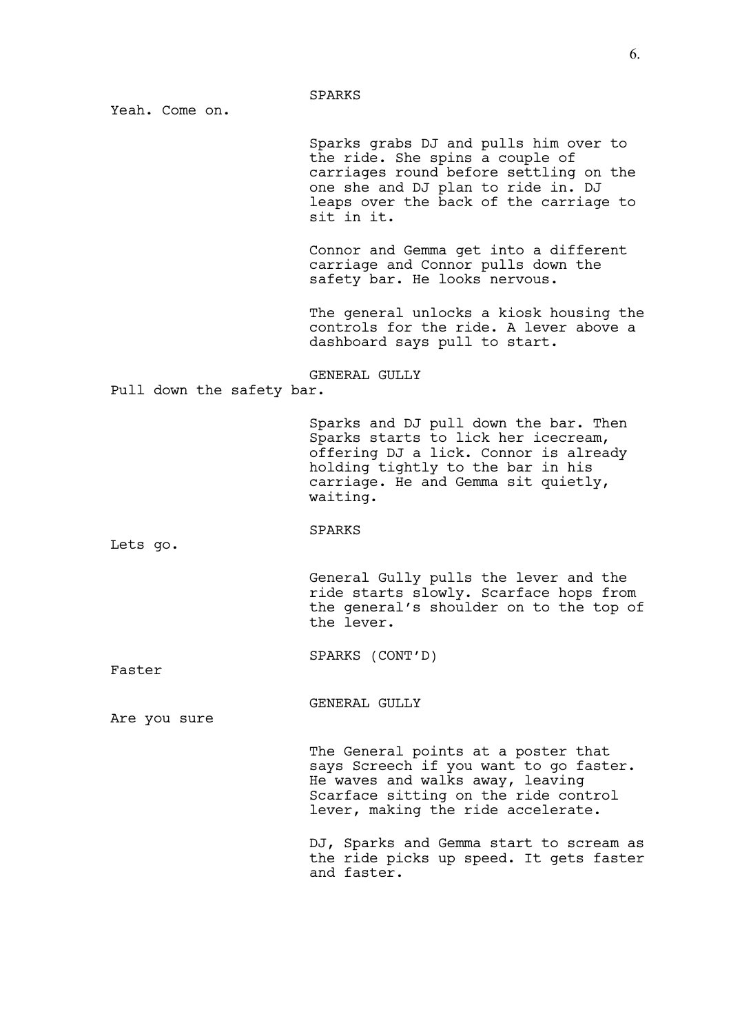SPARKS

Yeah. Come on.

Sparks grabs DJ and pulls him over to the ride. She spins a couple of carriages round before settling on the one she and DJ plan to ride in. DJ leaps over the back of the carriage to sit in it.

Connor and Gemma get into a different carriage and Connor pulls down the safety bar. He looks nervous.

The general unlocks a kiosk housing the controls for the ride. A lever above a dashboard says pull to start.

GENERAL GULLY

Pull down the safety bar.

Sparks and DJ pull down the bar. Then Sparks starts to lick her icecream, offering DJ a lick. Connor is already holding tightly to the bar in his carriage. He and Gemma sit quietly, waiting.

SPARKS

Lets go.

General Gully pulls the lever and the ride starts slowly. Scarface hops from the general's shoulder on to the top of the lever.

SPARKS (CONT'D)

Faster

GENERAL GULLY

Are you sure

The General points at a poster that says Screech if you want to go faster. He waves and walks away, leaving Scarface sitting on the ride control lever, making the ride accelerate.

DJ, Sparks and Gemma start to scream as the ride picks up speed. It gets faster and faster.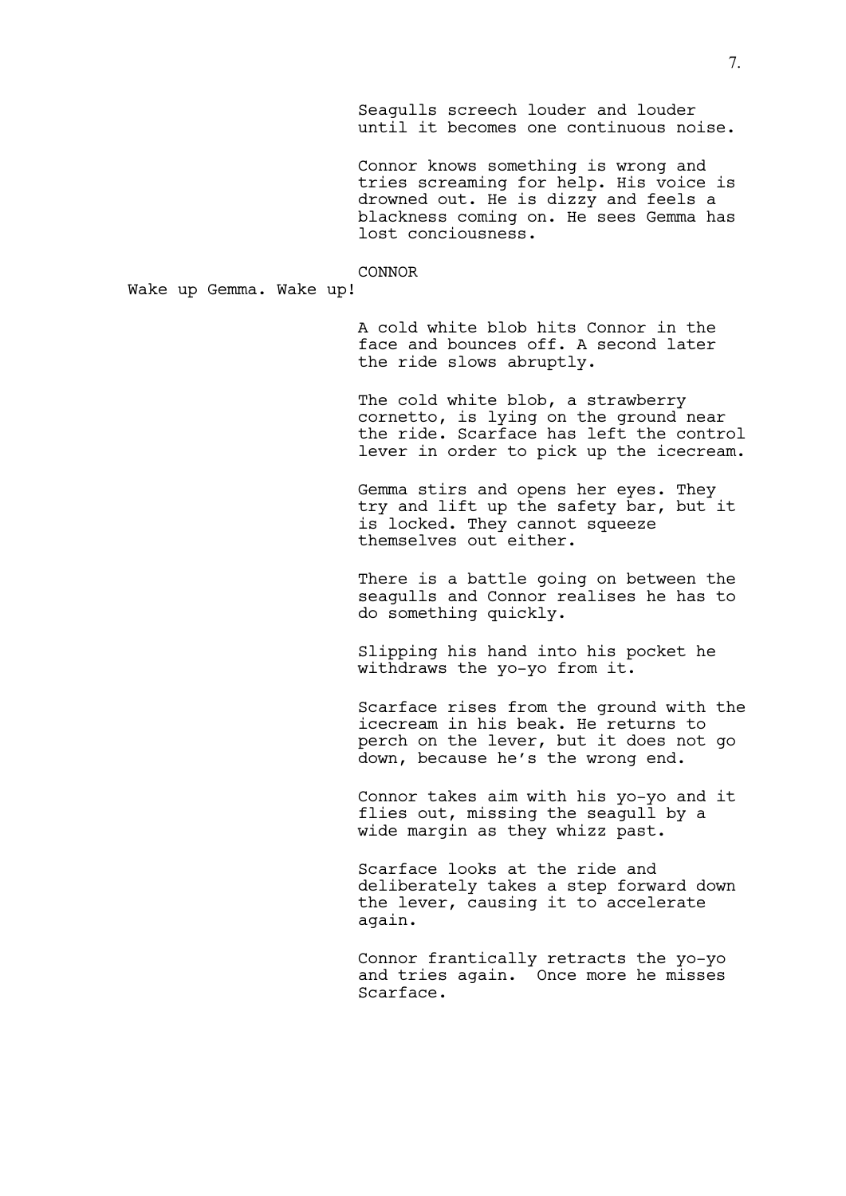Seagulls screech louder and louder until it becomes one continuous noise.

Connor knows something is wrong and tries screaming for help. His voice is drowned out. He is dizzy and feels a blackness coming on. He sees Gemma has lost conciousness.

CONNOR

Wake up Gemma. Wake up!

A cold white blob hits Connor in the face and bounces off. A second later the ride slows abruptly.

The cold white blob, a strawberry cornetto, is lying on the ground near the ride. Scarface has left the control lever in order to pick up the icecream.

Gemma stirs and opens her eyes. They try and lift up the safety bar, but it is locked. They cannot squeeze themselves out either.

There is a battle going on between the seagulls and Connor realises he has to do something quickly.

Slipping his hand into his pocket he withdraws the yo-yo from it.

Scarface rises from the ground with the icecream in his beak. He returns to perch on the lever, but it does not go down, because he's the wrong end.

Connor takes aim with his yo-yo and it flies out, missing the seagull by a wide margin as they whizz past.

Scarface looks at the ride and deliberately takes a step forward down the lever, causing it to accelerate again.

Connor frantically retracts the yo-yo and tries again. Once more he misses Scarface.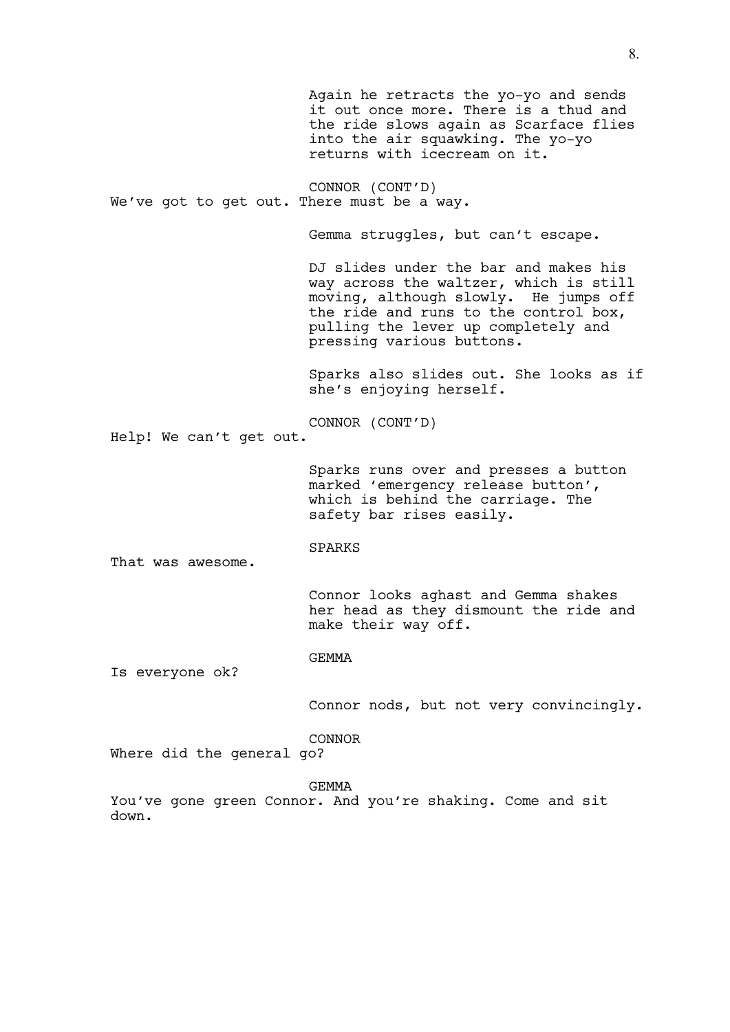Again he retracts the yo-yo and sends it out once more. There is a thud and the ride slows again as Scarface flies into the air squawking. The yo-yo returns with icecream on it.

CONNOR (CONT'D)
We've got to get out. There must be a way.

Gemma struggles, but can't escape.

DJ slides under the bar and makes his way across the waltzer, which is still moving, although slowly. He jumps off the ride and runs to the control box, pulling the lever up completely and pressing various buttons.

Sparks also slides out. She looks as if she's enjoying herself.

CONNOR (CONT'D)
Help! We can't get out.

Sparks runs over and presses a button marked 'emergency release button', which is behind the carriage. The safety bar rises easily.

SPARKS
That was awesome.

Connor looks aghast and Gemma shakes her head as they dismount the ride and make their way off.

GEMMA
Is everyone ok?

Connor nods, but not very convincingly.

CONNOR
Where did the general go?

GEMMA
You've gone green Connor. And you're shaking. Come and sit down.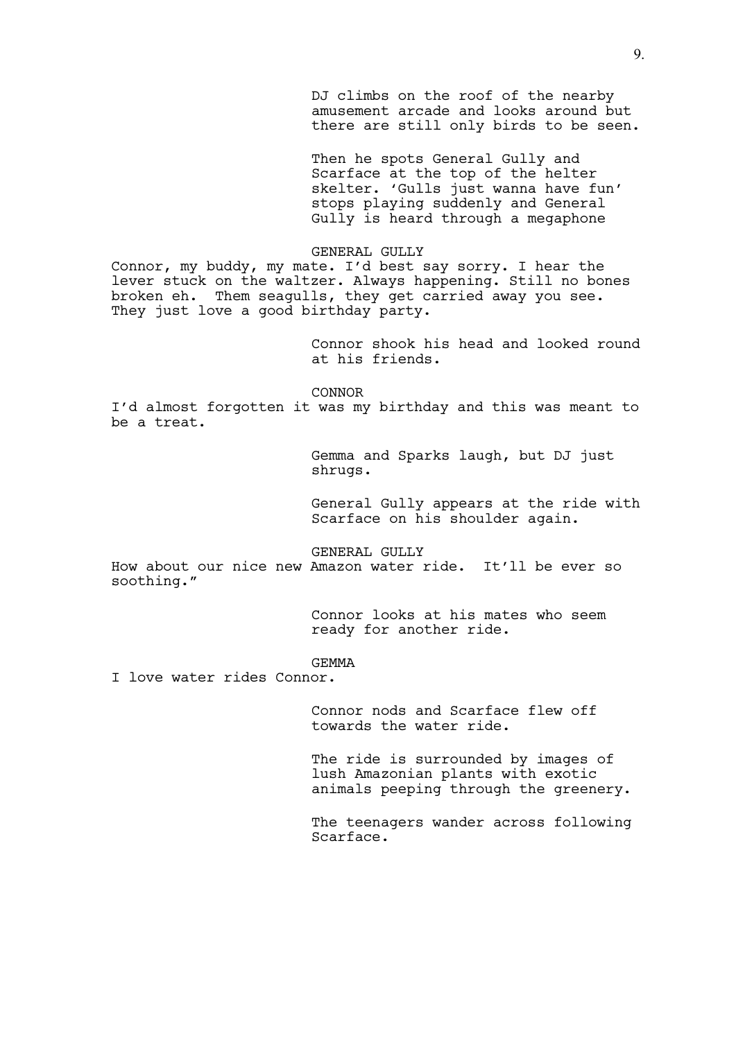DJ climbs on the roof of the nearby amusement arcade and looks around but there are still only birds to be seen.

Then he spots General Gully and Scarface at the top of the helter skelter. 'Gulls just wanna have fun' stops playing suddenly and General Gully is heard through a megaphone

GENERAL GULLY

Connor, my buddy, my mate. I'd best say sorry. I hear the lever stuck on the waltzer. Always happening. Still no bones broken eh. Them seagulls, they get carried away you see. They just love a good birthday party.

Connor shook his head and looked round at his friends.

CONNOR

I'd almost forgotten it was my birthday and this was meant to be a treat.

Gemma and Sparks laugh, but DJ just shrugs.

General Gully appears at the ride with Scarface on his shoulder again.

GENERAL GULLY

How about our nice new Amazon water ride. It'll be ever so soothing."

Connor looks at his mates who seem ready for another ride.

GEMMA

I love water rides Connor.

Connor nods and Scarface flew off towards the water ride.

The ride is surrounded by images of lush Amazonian plants with exotic animals peeping through the greenery.

The teenagers wander across following Scarface.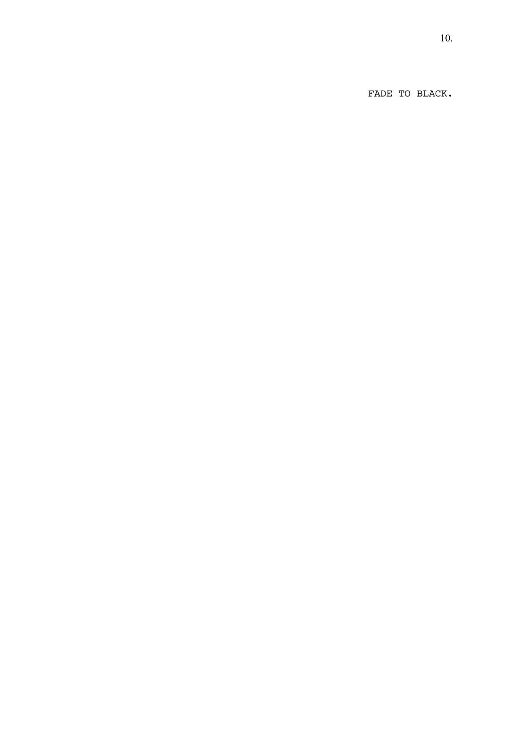FADE TO BLACK.